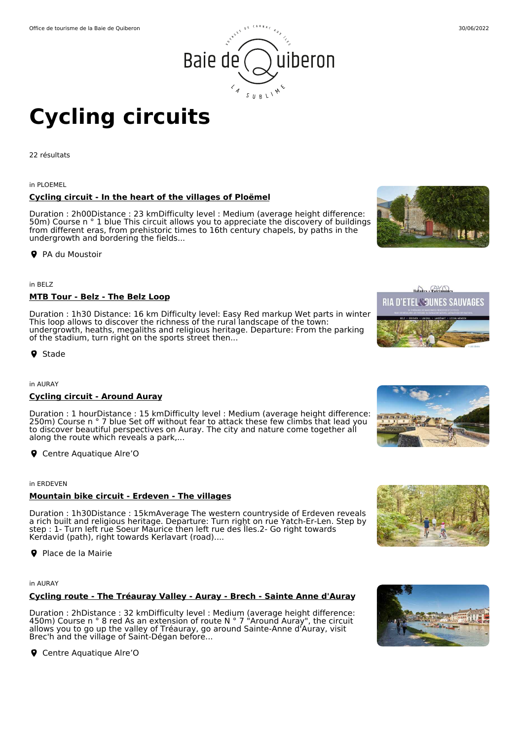# Cycling circuits

22 résultats

in PLOEMEL

### Cycling circuit - In the heart of the villages of Ploëmel

Duration : 2h00Distance : 23 kmDifficulty level : Medium (average height difference: 50m) Course n ° 1 blue This circuit allows you to appreciate the discovery of buildings from different eras, from prehistoric times to 16th century chapels, by paths in the undergrowth and bordering the fields...

PA du Moustoir

in BELZ

### MTB Tour - Belz - The Belz Loop

Duration : 1h30 Distance: 16 km Difficulty level: Easy Red markup Wet parts in winter This loop allows to discover the richness of the rural landscape of the town: undergrowth, heaths, megaliths and religious heritage. Departure: From the parking of the stadium, turn right on the sports street then...

Stade

in AURAY

### Cycling circuit - Around Auray

Duration : 1 hourDistance : 15 kmDifficulty level : Medium (average height difference: 250m) Course n ° 7 blue Set off without fear to attack these few climbs that lead you to discover beautiful perspectives on Auray. The city and nature come together all along the route which reveals a park,...

Centre Aquatique Alre'O

in ERDEVEN

### Mountain bike circuit - Erdeven - The villages

Duration : 1h30Distance : 15kmAverage The western countryside of Erdeven reveals a rich built and religious heritage. Departure: Turn right on rue Yatch-Er-Len. Step by step : 1- Turn left rue Soeur Maurice then left rue des Îles.2- Go right towards Kerdavid (path), right towards Kerlavart (road)....

Place de la Mairie

in AURAY

### Cycling route - The Tréauray Valley - Auray - Brech - Sainte Anne d'Auray

Duration : 2hDistance : 32 kmDifficulty level : Medium (average height difference: 450m) Course n ° 8 red As an extension of route N ° 7 "Around Auray", the circuit allows you to go up the valley of Tréauray, go around Sainte-Anne d'Auray, visit Brec'h and the village of Saint-Dégan before...

Centre Aquatique Alre'O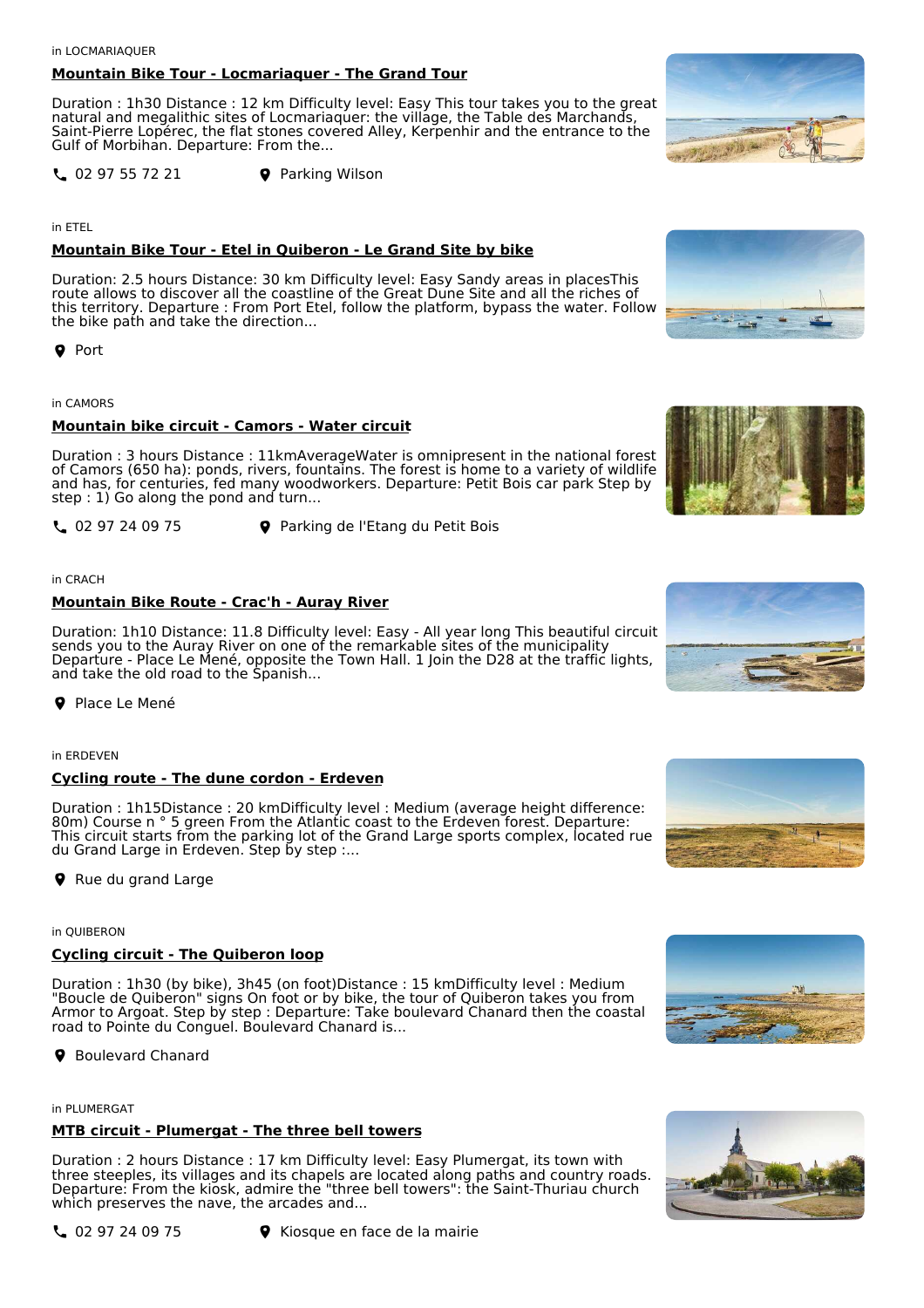in LOCMARIAQUER

**Mountain Bike Tour - Locmariaquer - The Grand Tour**

Duration : 1h30 Distance : 12 km Difficulty level: Easy This tour takes you to the great natural and megalithic sites of Locmariaquer: the village, the Table des Marchands, Saint-Pierre Lopérec, the flat stones covered Alley, Kerpenhir and the entrance to the Gulf of Morbihan. Departure: From the...

02 97 55 72 21 — Parking Wilson

in ETEL

**Mountain Bike Tour - Etel in Quiberon - Le Grand Site by bike**

Duration: 2.5 hours Distance: 30 km Difficulty level: Easy Sandy areas in placesThis route allows to discover all the coastline of the Great Dune Site and all the riches of this territory. Departure : From Port Etel, follow the platform, bypass the water. Follow the bike path and take the direction...

Port

in CAMORS

**Mountain bike circuit - Camors - Water circuit**

Duration : 3 hours Distance : 11kmAverageWater is omnipresent in the national forest of Camors (650 ha): ponds, rivers, fountains. The forest is home to a variety of wildlife and has, for centuries, fed many woodworkers. Departure: Petit Bois car park Step by step : 1) Go along the pond and turn...

02 97 24 09 75 — Parking de l'Etang du Petit Bois

in CRACH

**Mountain Bike Route - Crac'h - Auray River**

Duration: 1h10 Distance: 11.8 Difficulty level: Easy - All year long This beautiful circuit sends you to the Auray River on one of the remarkable sites of the municipality Departure - Place Le Mené, opposite the Town Hall. 1 Join the D28 at the traffic lights, and take the old road to the Spanish...

Place Le Mené

in ERDEVEN

**Cycling route - The dune cordon - Erdeven**

Duration : 1h15Distance : 20 kmDifficulty level : Medium (average height difference: 80m) Course n ° 5 green From the Atlantic coast to the Erdeven forest. Departure: This circuit starts from the parking lot of the Grand Large sports complex, located rue du Grand Large in Erdeven. Step by step :...

Rue du grand Large

in QUIBERON

**Cycling circuit - The Quiberon loop**

Duration : 1h30 (by bike), 3h45 (on foot)Distance : 15 kmDifficulty level : Medium "Boucle de Quiberon" signs On foot or by bike, the tour of Quiberon takes you from Armor to Argoat. Step by step : Departure: Take boulevard Chanard then the coastal road to Pointe du Conguel. Boulevard Chanard is...

Boulevard Chanard

in PLUMERGAT

**MTB circuit - Plumergat - The three bell towers**

Duration : 2 hours Distance : 17 km Difficulty level: Easy Plumergat, its town with three steeples, its villages and its chapels are located along paths and country roads. Departure: From the kiosk, admire the "three bell towers": the Saint-Thuriau church which preserves the nave, the arcades and...

02 97 24 09 75 — Kiosque en face de la mairie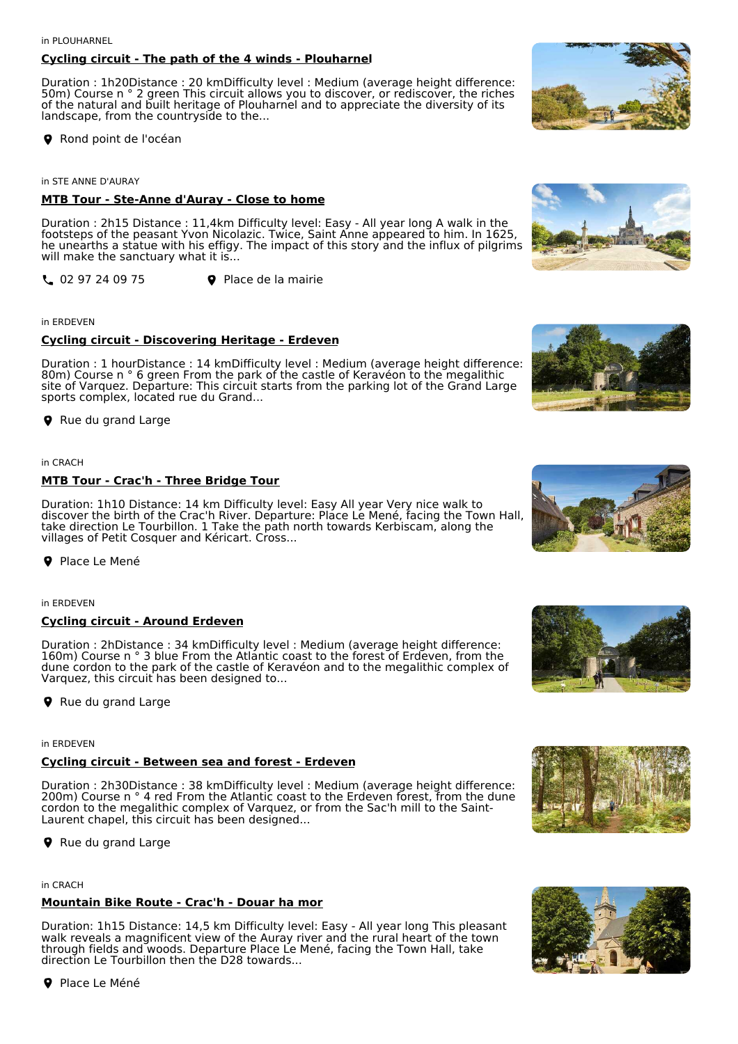in PLOUHARNEL

### Cycling circuit - The path of the 4 winds - Plouharnel

Duration : 1h20Distance : 20 kmDifficulty level : Medium (average height difference: 50m) Course n ° 2 green This circuit allows you to discover, or rediscover, the riches of the natural and built heritage of Plouharnel and to appreciate the diversity of its landscape, from the countryside to the...

Rond point de l'océan

in STE ANNE D'AURAY

### MTB Tour - Ste-Anne d'Auray - Close to home

Duration : 2h15 Distance : 11,4km Difficulty level: Easy - All year long A walk in the footsteps of the peasant Yvon Nicolazic. Twice, Saint Anne appeared to him. In 1625, he unearths a statue with his effigy. The impact of this story and the influx of pilgrims will make the sanctuary what it is...

02 97 24 09 75 Place de la mairie

in ERDEVEN

### Cycling circuit - Discovering Heritage - Erdeven

Duration : 1 hourDistance : 14 kmDifficulty level : Medium (average height difference: 80m) Course n ° 6 green From the park of the castle of Keravéon to the megalithic site of Varquez. Departure: This circuit starts from the parking lot of the Grand Large sports complex, located rue du Grand...

Rue du grand Large

in CRACH

### MTB Tour - Crac'h - Three Bridge Tour

Duration: 1h10 Distance: 14 km Difficulty level: Easy All year Very nice walk to discover the birth of the Crac'h River. Departure: Place Le Mené, facing the Town Hall, take direction Le Tourbillon. 1 Take the path north towards Kerbiscam, along the villages of Petit Cosquer and Kéricart. Cross...

Place Le Mené

in ERDEVEN

### Cycling circuit - Around Erdeven

Duration : 2hDistance : 34 kmDifficulty level : Medium (average height difference: 160m) Course n ° 3 blue From the Atlantic coast to the forest of Erdeven, from the dune cordon to the park of the castle of Keravéon and to the megalithic complex of Varquez, this circuit has been designed to...

Rue du grand Large

in ERDEVEN

### Cycling circuit - Between sea and forest - Erdeven

Duration : 2h30Distance : 38 kmDifficulty level : Medium (average height difference: 200m) Course n ° 4 red From the Atlantic coast to the Erdeven forest, from the dune cordon to the megalithic complex of Varquez, or from the Sac'h mill to the Saint-Laurent chapel, this circuit has been designed...

Rue du grand Large

in CRACH

### Mountain Bike Route - Crac'h - Douar ha mor

Duration: 1h15 Distance: 14,5 km Difficulty level: Easy - All year long This pleasant walk reveals a magnificent view of the Auray river and the rural heart of the town through fields and woods. Departure Place Le Mené, facing the Town Hall, take direction Le Tourbillon then the D28 towards...

Place Le Méné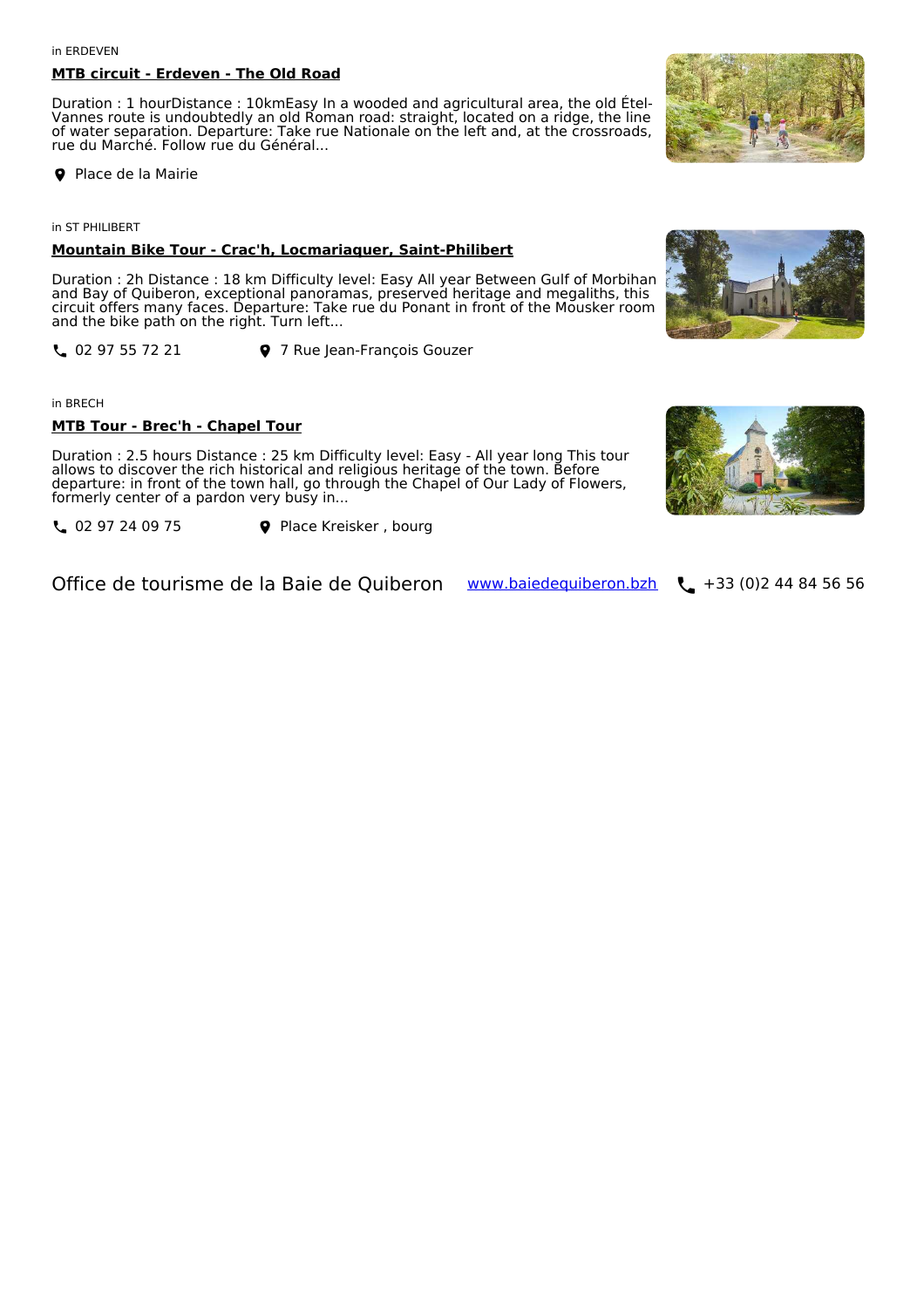in ERDEVEN

### MTB circuit - Erdeven - The Old Road

Duration : 1 hourDistance : 10kmEasy In a wooded and agricultural area, the old Étel-Vannes route is undoubtedly an old Roman road: straight, located on a ridge, the line of water separation. Departure: Take rue Nationale on the left and, at the crossroads, rue du Marché. Follow rue du Général...

Place de la Mairie

in ST PHILIBERT

### Mountain Bike Tour - Crac'h, Locmariaquer, Saint-Philibert

Duration : 2h Distance : 18 km Difficulty level: Easy All year Between Gulf of Morbihan and Bay of Quiberon, exceptional panoramas, preserved heritage and megaliths, this circuit offers many faces. Departure: Take rue du Ponant in front of the Mousker room and the bike path on the right. Turn left...

02 97 55 72 21

7 Rue Jean-François Gouzer

in BRECH

### MTB Tour - Brec'h - Chapel Tour

Duration : 2.5 hours Distance : 25 km Difficulty level: Easy - All year long This tour allows to discover the rich historical and religious heritage of the town. Before departure: in front of the town hall, go through the Chapel of Our Lady of Flowers, formerly center of a pardon very busy in...

02 97 24 09 75

Place Kreisker , bourg

Office de tourisme de la Baie de Quiberon [www.baiedequiberon.bzh](http://www.baiedequiberon.bzh) +33 (0)2 44 84 56 56